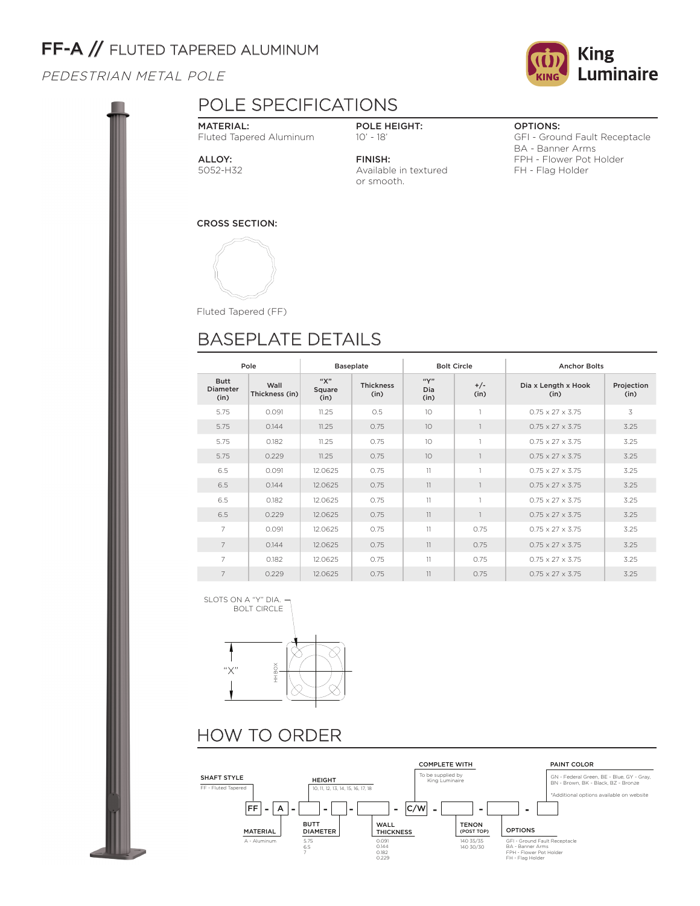# FF-A // FLUTED TAPERED ALUMINUM

*PEDESTRIAN METAL POLE*

King Luminaire

## POLE SPECIFICATIONS

**MATERIAL:**
Fluted Tapered Aluminum

**ALLOY:**
5052-H32

**POLE HEIGHT:**
10' - 18'

**FINISH:**
Available in textured or smooth.

**OPTIONS:**
GFI - Ground Fault Receptacle
BA - Banner Arms
FPH - Flower Pot Holder
FH - Flag Holder

**CROSS SECTION:**

Fluted Tapered (FF)

## BASEPLATE DETAILS

| Pole | | Baseplate | | Bolt Circle | | Anchor Bolts | |
|---|---|---|---|---|---|---|---|
| Butt Diameter (in) | Wall Thickness (in) | "X" Square (in) | Thickness (in) | "Y" Dia (in) | +/- (in) | Dia x Length x Hook (in) | Projection (in) |
| 5.75 | 0.091 | 11.25 | 0.5 | 10 | 1 | 0.75 x 27 x 3.75 | 3 |
| 5.75 | 0.144 | 11.25 | 0.75 | 10 | 1 | 0.75 x 27 x 3.75 | 3.25 |
| 5.75 | 0.182 | 11.25 | 0.75 | 10 | 1 | 0.75 x 27 x 3.75 | 3.25 |
| 5.75 | 0.229 | 11.25 | 0.75 | 10 | 1 | 0.75 x 27 x 3.75 | 3.25 |
| 6.5 | 0.091 | 12.0625 | 0.75 | 11 | 1 | 0.75 x 27 x 3.75 | 3.25 |
| 6.5 | 0.144 | 12.0625 | 0.75 | 11 | 1 | 0.75 x 27 x 3.75 | 3.25 |
| 6.5 | 0.182 | 12.0625 | 0.75 | 11 | 1 | 0.75 x 27 x 3.75 | 3.25 |
| 6.5 | 0.229 | 12.0625 | 0.75 | 11 | 1 | 0.75 x 27 x 3.75 | 3.25 |
| 7 | 0.091 | 12.0625 | 0.75 | 11 | 0.75 | 0.75 x 27 x 3.75 | 3.25 |
| 7 | 0.144 | 12.0625 | 0.75 | 11 | 0.75 | 0.75 x 27 x 3.75 | 3.25 |
| 7 | 0.182 | 12.0625 | 0.75 | 11 | 0.75 | 0.75 x 27 x 3.75 | 3.25 |
| 7 | 0.229 | 12.0625 | 0.75 | 11 | 0.75 | 0.75 x 27 x 3.75 | 3.25 |

SLOTS ON A "Y" DIA. BOLT CIRCLE

"X"

HH BOX

## HOW TO ORDER

FF - A - ___ - ___ - ___ - C/W - ___ - ___ - ___

**SHAFT STYLE**
FF - Fluted Tapered

**MATERIAL**
A - Aluminum

**HEIGHT**
10, 11, 12, 13, 14, 15, 16, 17, 18

**BUTT DIAMETER**
5.75
6.5
7

**WALL THICKNESS**
0.091
0.144
0.182
0.229

**COMPLETE WITH**
To be supplied by King Luminaire

**TENON (POST TOP)**
140 35/35
140 30/30

**OPTIONS**
GFI - Ground Fault Receptacle
BA - Banner Arms
FPH - Flower Pot Holder
FH - Flag Holder

**PAINT COLOR**
GN - Federal Green, BE - Blue, GY - Gray, BN - Brown, BK - Black, BZ - Bronze

*Additional options available on website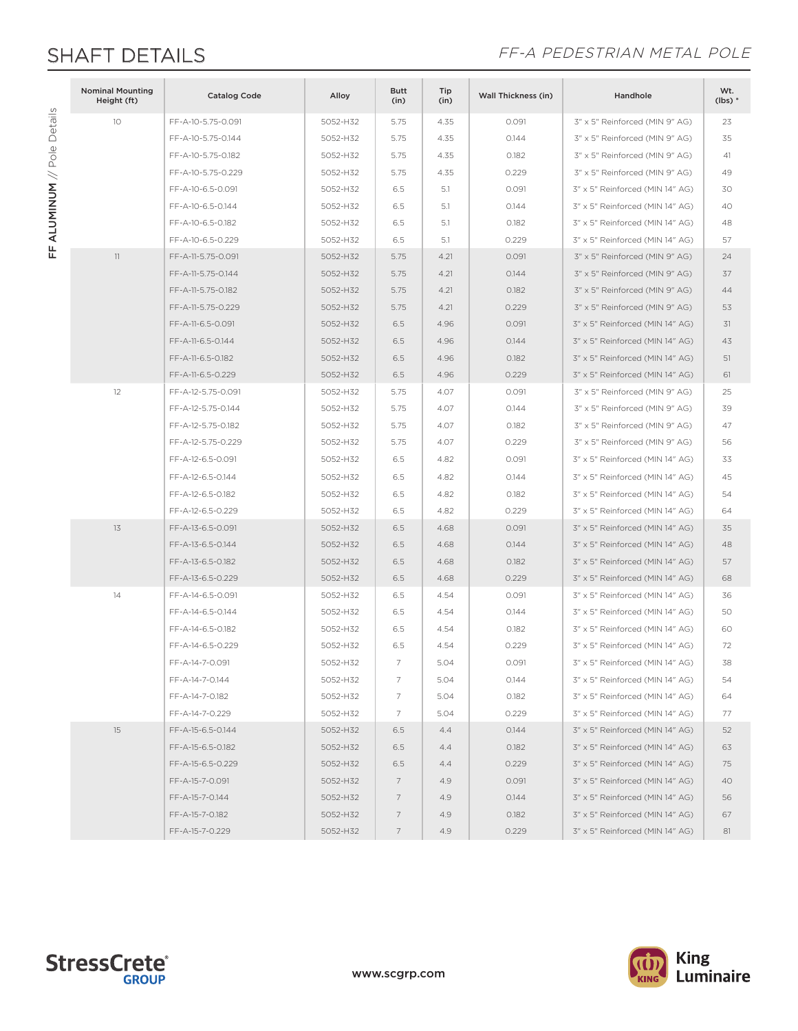# SHAFT DETAILS

*FF-A PEDESTRIAN METAL POLE*

**FF ALUMINUM** // Pole Details

| Nominal Mounting Height (ft) | Catalog Code | Alloy | Butt (in) | Tip (in) | Wall Thickness (in) | Handhole | Wt. (lbs) * |
|---|---|---|---|---|---|---|---|
| 10 | FF-A-10-5.75-0.091 | 5052-H32 | 5.75 | 4.35 | 0.091 | 3" x 5" Reinforced (MIN 9" AG) | 23 |
| | FF-A-10-5.75-0.144 | 5052-H32 | 5.75 | 4.35 | 0.144 | 3" x 5" Reinforced (MIN 9" AG) | 35 |
| | FF-A-10-5.75-0.182 | 5052-H32 | 5.75 | 4.35 | 0.182 | 3" x 5" Reinforced (MIN 9" AG) | 41 |
| | FF-A-10-5.75-0.229 | 5052-H32 | 5.75 | 4.35 | 0.229 | 3" x 5" Reinforced (MIN 9" AG) | 49 |
| | FF-A-10-6.5-0.091 | 5052-H32 | 6.5 | 5.1 | 0.091 | 3" x 5" Reinforced (MIN 14" AG) | 30 |
| | FF-A-10-6.5-0.144 | 5052-H32 | 6.5 | 5.1 | 0.144 | 3" x 5" Reinforced (MIN 14" AG) | 40 |
| | FF-A-10-6.5-0.182 | 5052-H32 | 6.5 | 5.1 | 0.182 | 3" x 5" Reinforced (MIN 14" AG) | 48 |
| | FF-A-10-6.5-0.229 | 5052-H32 | 6.5 | 5.1 | 0.229 | 3" x 5" Reinforced (MIN 14" AG) | 57 |
| 11 | FF-A-11-5.75-0.091 | 5052-H32 | 5.75 | 4.21 | 0.091 | 3" x 5" Reinforced (MIN 9" AG) | 24 |
| | FF-A-11-5.75-0.144 | 5052-H32 | 5.75 | 4.21 | 0.144 | 3" x 5" Reinforced (MIN 9" AG) | 37 |
| | FF-A-11-5.75-0.182 | 5052-H32 | 5.75 | 4.21 | 0.182 | 3" x 5" Reinforced (MIN 9" AG) | 44 |
| | FF-A-11-5.75-0.229 | 5052-H32 | 5.75 | 4.21 | 0.229 | 3" x 5" Reinforced (MIN 9" AG) | 53 |
| | FF-A-11-6.5-0.091 | 5052-H32 | 6.5 | 4.96 | 0.091 | 3" x 5" Reinforced (MIN 14" AG) | 31 |
| | FF-A-11-6.5-0.144 | 5052-H32 | 6.5 | 4.96 | 0.144 | 3" x 5" Reinforced (MIN 14" AG) | 43 |
| | FF-A-11-6.5-0.182 | 5052-H32 | 6.5 | 4.96 | 0.182 | 3" x 5" Reinforced (MIN 14" AG) | 51 |
| | FF-A-11-6.5-0.229 | 5052-H32 | 6.5 | 4.96 | 0.229 | 3" x 5" Reinforced (MIN 14" AG) | 61 |
| 12 | FF-A-12-5.75-0.091 | 5052-H32 | 5.75 | 4.07 | 0.091 | 3" x 5" Reinforced (MIN 9" AG) | 25 |
| | FF-A-12-5.75-0.144 | 5052-H32 | 5.75 | 4.07 | 0.144 | 3" x 5" Reinforced (MIN 9" AG) | 39 |
| | FF-A-12-5.75-0.182 | 5052-H32 | 5.75 | 4.07 | 0.182 | 3" x 5" Reinforced (MIN 9" AG) | 47 |
| | FF-A-12-5.75-0.229 | 5052-H32 | 5.75 | 4.07 | 0.229 | 3" x 5" Reinforced (MIN 9" AG) | 56 |
| | FF-A-12-6.5-0.091 | 5052-H32 | 6.5 | 4.82 | 0.091 | 3" x 5" Reinforced (MIN 14" AG) | 33 |
| | FF-A-12-6.5-0.144 | 5052-H32 | 6.5 | 4.82 | 0.144 | 3" x 5" Reinforced (MIN 14" AG) | 45 |
| | FF-A-12-6.5-0.182 | 5052-H32 | 6.5 | 4.82 | 0.182 | 3" x 5" Reinforced (MIN 14" AG) | 54 |
| | FF-A-12-6.5-0.229 | 5052-H32 | 6.5 | 4.82 | 0.229 | 3" x 5" Reinforced (MIN 14" AG) | 64 |
| 13 | FF-A-13-6.5-0.091 | 5052-H32 | 6.5 | 4.68 | 0.091 | 3" x 5" Reinforced (MIN 14" AG) | 35 |
| | FF-A-13-6.5-0.144 | 5052-H32 | 6.5 | 4.68 | 0.144 | 3" x 5" Reinforced (MIN 14" AG) | 48 |
| | FF-A-13-6.5-0.182 | 5052-H32 | 6.5 | 4.68 | 0.182 | 3" x 5" Reinforced (MIN 14" AG) | 57 |
| | FF-A-13-6.5-0.229 | 5052-H32 | 6.5 | 4.68 | 0.229 | 3" x 5" Reinforced (MIN 14" AG) | 68 |
| 14 | FF-A-14-6.5-0.091 | 5052-H32 | 6.5 | 4.54 | 0.091 | 3" x 5" Reinforced (MIN 14" AG) | 36 |
| | FF-A-14-6.5-0.144 | 5052-H32 | 6.5 | 4.54 | 0.144 | 3" x 5" Reinforced (MIN 14" AG) | 50 |
| | FF-A-14-6.5-0.182 | 5052-H32 | 6.5 | 4.54 | 0.182 | 3" x 5" Reinforced (MIN 14" AG) | 60 |
| | FF-A-14-6.5-0.229 | 5052-H32 | 6.5 | 4.54 | 0.229 | 3" x 5" Reinforced (MIN 14" AG) | 72 |
| | FF-A-14-7-0.091 | 5052-H32 | 7 | 5.04 | 0.091 | 3" x 5" Reinforced (MIN 14" AG) | 38 |
| | FF-A-14-7-0.144 | 5052-H32 | 7 | 5.04 | 0.144 | 3" x 5" Reinforced (MIN 14" AG) | 54 |
| | FF-A-14-7-0.182 | 5052-H32 | 7 | 5.04 | 0.182 | 3" x 5" Reinforced (MIN 14" AG) | 64 |
| | FF-A-14-7-0.229 | 5052-H32 | 7 | 5.04 | 0.229 | 3" x 5" Reinforced (MIN 14" AG) | 77 |
| 15 | FF-A-15-6.5-0.144 | 5052-H32 | 6.5 | 4.4 | 0.144 | 3" x 5" Reinforced (MIN 14" AG) | 52 |
| | FF-A-15-6.5-0.182 | 5052-H32 | 6.5 | 4.4 | 0.182 | 3" x 5" Reinforced (MIN 14" AG) | 63 |
| | FF-A-15-6.5-0.229 | 5052-H32 | 6.5 | 4.4 | 0.229 | 3" x 5" Reinforced (MIN 14" AG) | 75 |
| | FF-A-15-7-0.091 | 5052-H32 | 7 | 4.9 | 0.091 | 3" x 5" Reinforced (MIN 14" AG) | 40 |
| | FF-A-15-7-0.144 | 5052-H32 | 7 | 4.9 | 0.144 | 3" x 5" Reinforced (MIN 14" AG) | 56 |
| | FF-A-15-7-0.182 | 5052-H32 | 7 | 4.9 | 0.182 | 3" x 5" Reinforced (MIN 14" AG) | 67 |
| | FF-A-15-7-0.229 | 5052-H32 | 7 | 4.9 | 0.229 | 3" x 5" Reinforced (MIN 14" AG) | 81 |

StressCrete® GROUP

www.scgrp.com

King Luminaire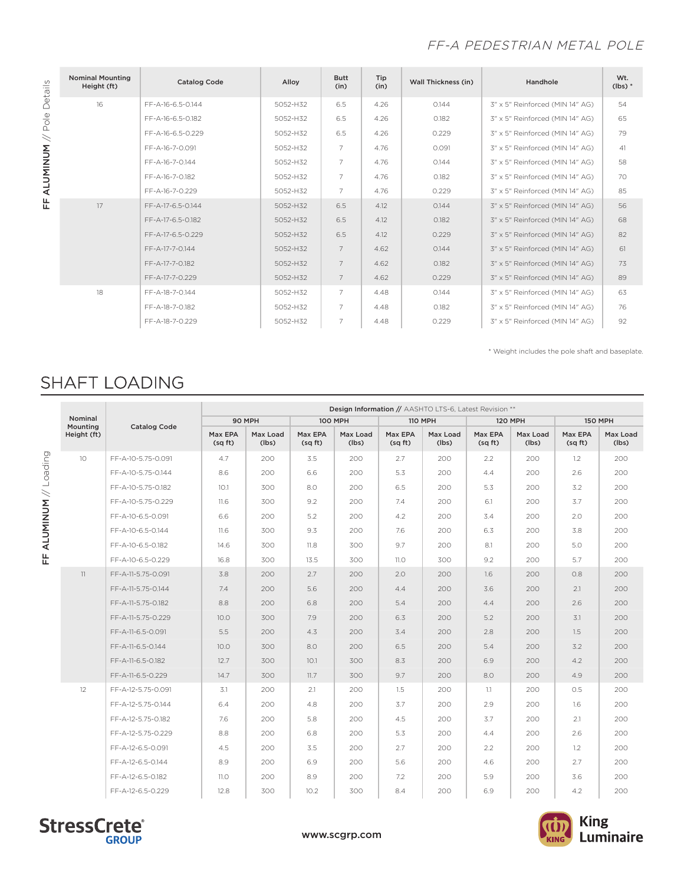# FF-A PEDESTRIAN METAL POLE

**FF ALUMINUM** // Pole Details

| Nominal Mounting Height (ft) | Catalog Code | Alloy | Butt (in) | Tip (in) | Wall Thickness (in) | Handhole | Wt. (lbs) * |
|---|---|---|---|---|---|---|---|
| 16 | FF-A-16-6.5-0.144 | 5052-H32 | 6.5 | 4.26 | 0.144 | 3" x 5" Reinforced (MIN 14" AG) | 54 |
| | FF-A-16-6.5-0.182 | 5052-H32 | 6.5 | 4.26 | 0.182 | 3" x 5" Reinforced (MIN 14" AG) | 65 |
| | FF-A-16-6.5-0.229 | 5052-H32 | 6.5 | 4.26 | 0.229 | 3" x 5" Reinforced (MIN 14" AG) | 79 |
| | FF-A-16-7-0.091 | 5052-H32 | 7 | 4.76 | 0.091 | 3" x 5" Reinforced (MIN 14" AG) | 41 |
| | FF-A-16-7-0.144 | 5052-H32 | 7 | 4.76 | 0.144 | 3" x 5" Reinforced (MIN 14" AG) | 58 |
| | FF-A-16-7-0.182 | 5052-H32 | 7 | 4.76 | 0.182 | 3" x 5" Reinforced (MIN 14" AG) | 70 |
| | FF-A-16-7-0.229 | 5052-H32 | 7 | 4.76 | 0.229 | 3" x 5" Reinforced (MIN 14" AG) | 85 |
| 17 | FF-A-17-6.5-0.144 | 5052-H32 | 6.5 | 4.12 | 0.144 | 3" x 5" Reinforced (MIN 14" AG) | 56 |
| | FF-A-17-6.5-0.182 | 5052-H32 | 6.5 | 4.12 | 0.182 | 3" x 5" Reinforced (MIN 14" AG) | 68 |
| | FF-A-17-6.5-0.229 | 5052-H32 | 6.5 | 4.12 | 0.229 | 3" x 5" Reinforced (MIN 14" AG) | 82 |
| | FF-A-17-7-0.144 | 5052-H32 | 7 | 4.62 | 0.144 | 3" x 5" Reinforced (MIN 14" AG) | 61 |
| | FF-A-17-7-0.182 | 5052-H32 | 7 | 4.62 | 0.182 | 3" x 5" Reinforced (MIN 14" AG) | 73 |
| | FF-A-17-7-0.229 | 5052-H32 | 7 | 4.62 | 0.229 | 3" x 5" Reinforced (MIN 14" AG) | 89 |
| 18 | FF-A-18-7-0.144 | 5052-H32 | 7 | 4.48 | 0.144 | 3" x 5" Reinforced (MIN 14" AG) | 63 |
| | FF-A-18-7-0.182 | 5052-H32 | 7 | 4.48 | 0.182 | 3" x 5" Reinforced (MIN 14" AG) | 76 |
| | FF-A-18-7-0.229 | 5052-H32 | 7 | 4.48 | 0.229 | 3" x 5" Reinforced (MIN 14" AG) | 92 |

\* Weight includes the pole shaft and baseplate.

## SHAFT LOADING

**FF ALUMINUM** // Loading

| Nominal Mounting Height (ft) | Catalog Code | Design Information // AASHTO LTS-6, Latest Revision ** | | | | | | | | | |
|---|---|---|---|---|---|---|---|---|---|---|---|
| | | 90 MPH | | 100 MPH | | 110 MPH | | 120 MPH | | 150 MPH | |
| | | Max EPA (sq ft) | Max Load (lbs) | Max EPA (sq ft) | Max Load (lbs) | Max EPA (sq ft) | Max Load (lbs) | Max EPA (sq ft) | Max Load (lbs) | Max EPA (sq ft) | Max Load (lbs) |
| 10 | FF-A-10-5.75-0.091 | 4.7 | 200 | 3.5 | 200 | 2.7 | 200 | 2.2 | 200 | 1.2 | 200 |
| | FF-A-10-5.75-0.144 | 8.6 | 200 | 6.6 | 200 | 5.3 | 200 | 4.4 | 200 | 2.6 | 200 |
| | FF-A-10-5.75-0.182 | 10.1 | 300 | 8.0 | 200 | 6.5 | 200 | 5.3 | 200 | 3.2 | 200 |
| | FF-A-10-5.75-0.229 | 11.6 | 300 | 9.2 | 200 | 7.4 | 200 | 6.1 | 200 | 3.7 | 200 |
| | FF-A-10-6.5-0.091 | 6.6 | 200 | 5.2 | 200 | 4.2 | 200 | 3.4 | 200 | 2.0 | 200 |
| | FF-A-10-6.5-0.144 | 11.6 | 300 | 9.3 | 200 | 7.6 | 200 | 6.3 | 200 | 3.8 | 200 |
| | FF-A-10-6.5-0.182 | 14.6 | 300 | 11.8 | 300 | 9.7 | 200 | 8.1 | 200 | 5.0 | 200 |
| | FF-A-10-6.5-0.229 | 16.8 | 300 | 13.5 | 300 | 11.0 | 300 | 9.2 | 200 | 5.7 | 200 |
| 11 | FF-A-11-5.75-0.091 | 3.8 | 200 | 2.7 | 200 | 2.0 | 200 | 1.6 | 200 | 0.8 | 200 |
| | FF-A-11-5.75-0.144 | 7.4 | 200 | 5.6 | 200 | 4.4 | 200 | 3.6 | 200 | 2.1 | 200 |
| | FF-A-11-5.75-0.182 | 8.8 | 200 | 6.8 | 200 | 5.4 | 200 | 4.4 | 200 | 2.6 | 200 |
| | FF-A-11-5.75-0.229 | 10.0 | 300 | 7.9 | 200 | 6.3 | 200 | 5.2 | 200 | 3.1 | 200 |
| | FF-A-11-6.5-0.091 | 5.5 | 200 | 4.3 | 200 | 3.4 | 200 | 2.8 | 200 | 1.5 | 200 |
| | FF-A-11-6.5-0.144 | 10.0 | 300 | 8.0 | 200 | 6.5 | 200 | 5.4 | 200 | 3.2 | 200 |
| | FF-A-11-6.5-0.182 | 12.7 | 300 | 10.1 | 300 | 8.3 | 200 | 6.9 | 200 | 4.2 | 200 |
| | FF-A-11-6.5-0.229 | 14.7 | 300 | 11.7 | 300 | 9.7 | 200 | 8.0 | 200 | 4.9 | 200 |
| 12 | FF-A-12-5.75-0.091 | 3.1 | 200 | 2.1 | 200 | 1.5 | 200 | 1.1 | 200 | 0.5 | 200 |
| | FF-A-12-5.75-0.144 | 6.4 | 200 | 4.8 | 200 | 3.7 | 200 | 2.9 | 200 | 1.6 | 200 |
| | FF-A-12-5.75-0.182 | 7.6 | 200 | 5.8 | 200 | 4.5 | 200 | 3.7 | 200 | 2.1 | 200 |
| | FF-A-12-5.75-0.229 | 8.8 | 200 | 6.8 | 200 | 5.3 | 200 | 4.4 | 200 | 2.6 | 200 |
| | FF-A-12-6.5-0.091 | 4.5 | 200 | 3.5 | 200 | 2.7 | 200 | 2.2 | 200 | 1.2 | 200 |
| | FF-A-12-6.5-0.144 | 8.9 | 200 | 6.9 | 200 | 5.6 | 200 | 4.6 | 200 | 2.7 | 200 |
| | FF-A-12-6.5-0.182 | 11.0 | 200 | 8.9 | 200 | 7.2 | 200 | 5.9 | 200 | 3.6 | 200 |
| | FF-A-12-6.5-0.229 | 12.8 | 300 | 10.2 | 300 | 8.4 | 200 | 6.9 | 200 | 4.2 | 200 |

StressCrete GROUP | www.scgrp.com | King Luminaire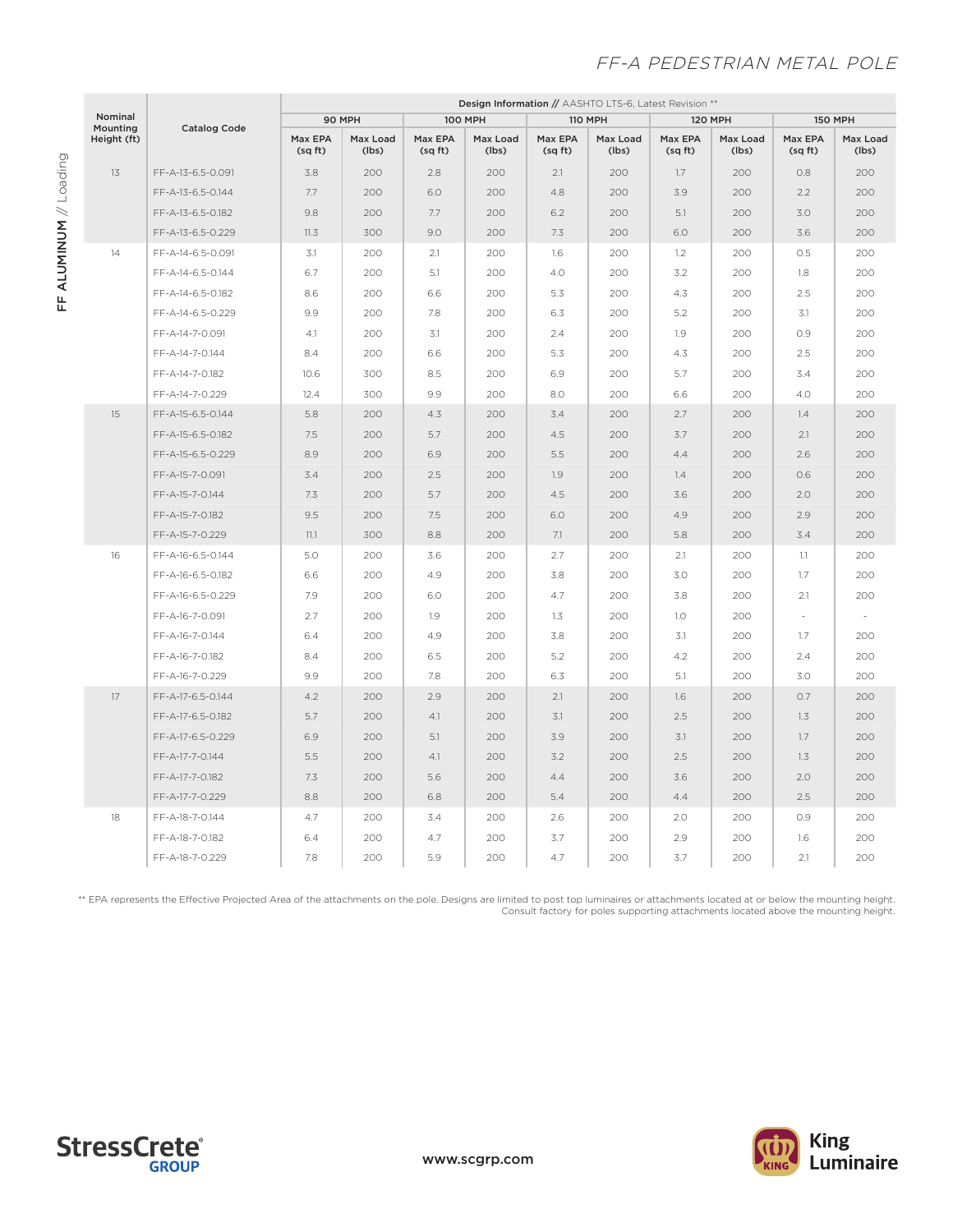# FF-A PEDESTRIAN METAL POLE

## FF ALUMINUM // Loading

| Nominal Mounting Height (ft) | Catalog Code | Design Information // AASHTO LTS-6, Latest Revision ** | | | | | | | | | |
|---|---|---|---|---|---|---|---|---|---|---|---|
| | | 90 MPH | | 100 MPH | | 110 MPH | | 120 MPH | | 150 MPH | |
| | | Max EPA (sq ft) | Max Load (lbs) | Max EPA (sq ft) | Max Load (lbs) | Max EPA (sq ft) | Max Load (lbs) | Max EPA (sq ft) | Max Load (lbs) | Max EPA (sq ft) | Max Load (lbs) |
| 13 | FF-A-13-6.5-0.091 | 3.8 | 200 | 2.8 | 200 | 2.1 | 200 | 1.7 | 200 | 0.8 | 200 |
| | FF-A-13-6.5-0.144 | 7.7 | 200 | 6.0 | 200 | 4.8 | 200 | 3.9 | 200 | 2.2 | 200 |
| | FF-A-13-6.5-0.182 | 9.8 | 200 | 7.7 | 200 | 6.2 | 200 | 5.1 | 200 | 3.0 | 200 |
| | FF-A-13-6.5-0.229 | 11.3 | 300 | 9.0 | 200 | 7.3 | 200 | 6.0 | 200 | 3.6 | 200 |
| 14 | FF-A-14-6.5-0.091 | 3.1 | 200 | 2.1 | 200 | 1.6 | 200 | 1.2 | 200 | 0.5 | 200 |
| | FF-A-14-6.5-0.144 | 6.7 | 200 | 5.1 | 200 | 4.0 | 200 | 3.2 | 200 | 1.8 | 200 |
| | FF-A-14-6.5-0.182 | 8.6 | 200 | 6.6 | 200 | 5.3 | 200 | 4.3 | 200 | 2.5 | 200 |
| | FF-A-14-6.5-0.229 | 9.9 | 200 | 7.8 | 200 | 6.3 | 200 | 5.2 | 200 | 3.1 | 200 |
| | FF-A-14-7-0.091 | 4.1 | 200 | 3.1 | 200 | 2.4 | 200 | 1.9 | 200 | 0.9 | 200 |
| | FF-A-14-7-0.144 | 8.4 | 200 | 6.6 | 200 | 5.3 | 200 | 4.3 | 200 | 2.5 | 200 |
| | FF-A-14-7-0.182 | 10.6 | 300 | 8.5 | 200 | 6.9 | 200 | 5.7 | 200 | 3.4 | 200 |
| | FF-A-14-7-0.229 | 12.4 | 300 | 9.9 | 200 | 8.0 | 200 | 6.6 | 200 | 4.0 | 200 |
| 15 | FF-A-15-6.5-0.144 | 5.8 | 200 | 4.3 | 200 | 3.4 | 200 | 2.7 | 200 | 1.4 | 200 |
| | FF-A-15-6.5-0.182 | 7.5 | 200 | 5.7 | 200 | 4.5 | 200 | 3.7 | 200 | 2.1 | 200 |
| | FF-A-15-6.5-0.229 | 8.9 | 200 | 6.9 | 200 | 5.5 | 200 | 4.4 | 200 | 2.6 | 200 |
| | FF-A-15-7-0.091 | 3.4 | 200 | 2.5 | 200 | 1.9 | 200 | 1.4 | 200 | 0.6 | 200 |
| | FF-A-15-7-0.144 | 7.3 | 200 | 5.7 | 200 | 4.5 | 200 | 3.6 | 200 | 2.0 | 200 |
| | FF-A-15-7-0.182 | 9.5 | 200 | 7.5 | 200 | 6.0 | 200 | 4.9 | 200 | 2.9 | 200 |
| | FF-A-15-7-0.229 | 11.1 | 300 | 8.8 | 200 | 7.1 | 200 | 5.8 | 200 | 3.4 | 200 |
| 16 | FF-A-16-6.5-0.144 | 5.0 | 200 | 3.6 | 200 | 2.7 | 200 | 2.1 | 200 | 1.1 | 200 |
| | FF-A-16-6.5-0.182 | 6.6 | 200 | 4.9 | 200 | 3.8 | 200 | 3.0 | 200 | 1.7 | 200 |
| | FF-A-16-6.5-0.229 | 7.9 | 200 | 6.0 | 200 | 4.7 | 200 | 3.8 | 200 | 2.1 | 200 |
| | FF-A-16-7-0.091 | 2.7 | 200 | 1.9 | 200 | 1.3 | 200 | 1.0 | 200 | - | - |
| | FF-A-16-7-0.144 | 6.4 | 200 | 4.9 | 200 | 3.8 | 200 | 3.1 | 200 | 1.7 | 200 |
| | FF-A-16-7-0.182 | 8.4 | 200 | 6.5 | 200 | 5.2 | 200 | 4.2 | 200 | 2.4 | 200 |
| | FF-A-16-7-0.229 | 9.9 | 200 | 7.8 | 200 | 6.3 | 200 | 5.1 | 200 | 3.0 | 200 |
| 17 | FF-A-17-6.5-0.144 | 4.2 | 200 | 2.9 | 200 | 2.1 | 200 | 1.6 | 200 | 0.7 | 200 |
| | FF-A-17-6.5-0.182 | 5.7 | 200 | 4.1 | 200 | 3.1 | 200 | 2.5 | 200 | 1.3 | 200 |
| | FF-A-17-6.5-0.229 | 6.9 | 200 | 5.1 | 200 | 3.9 | 200 | 3.1 | 200 | 1.7 | 200 |
| | FF-A-17-7-0.144 | 5.5 | 200 | 4.1 | 200 | 3.2 | 200 | 2.5 | 200 | 1.3 | 200 |
| | FF-A-17-7-0.182 | 7.3 | 200 | 5.6 | 200 | 4.4 | 200 | 3.6 | 200 | 2.0 | 200 |
| | FF-A-17-7-0.229 | 8.8 | 200 | 6.8 | 200 | 5.4 | 200 | 4.4 | 200 | 2.5 | 200 |
| 18 | FF-A-18-7-0.144 | 4.7 | 200 | 3.4 | 200 | 2.6 | 200 | 2.0 | 200 | 0.9 | 200 |
| | FF-A-18-7-0.182 | 6.4 | 200 | 4.7 | 200 | 3.7 | 200 | 2.9 | 200 | 1.6 | 200 |
| | FF-A-18-7-0.229 | 7.8 | 200 | 5.9 | 200 | 4.7 | 200 | 3.7 | 200 | 2.1 | 200 |

** EPA represents the Effective Projected Area of the attachments on the pole. Designs are limited to post top luminaires or attachments located at or below the mounting height. Consult factory for poles supporting attachments located above the mounting height.

StressCrete GROUP

www.scgrp.com

King Luminaire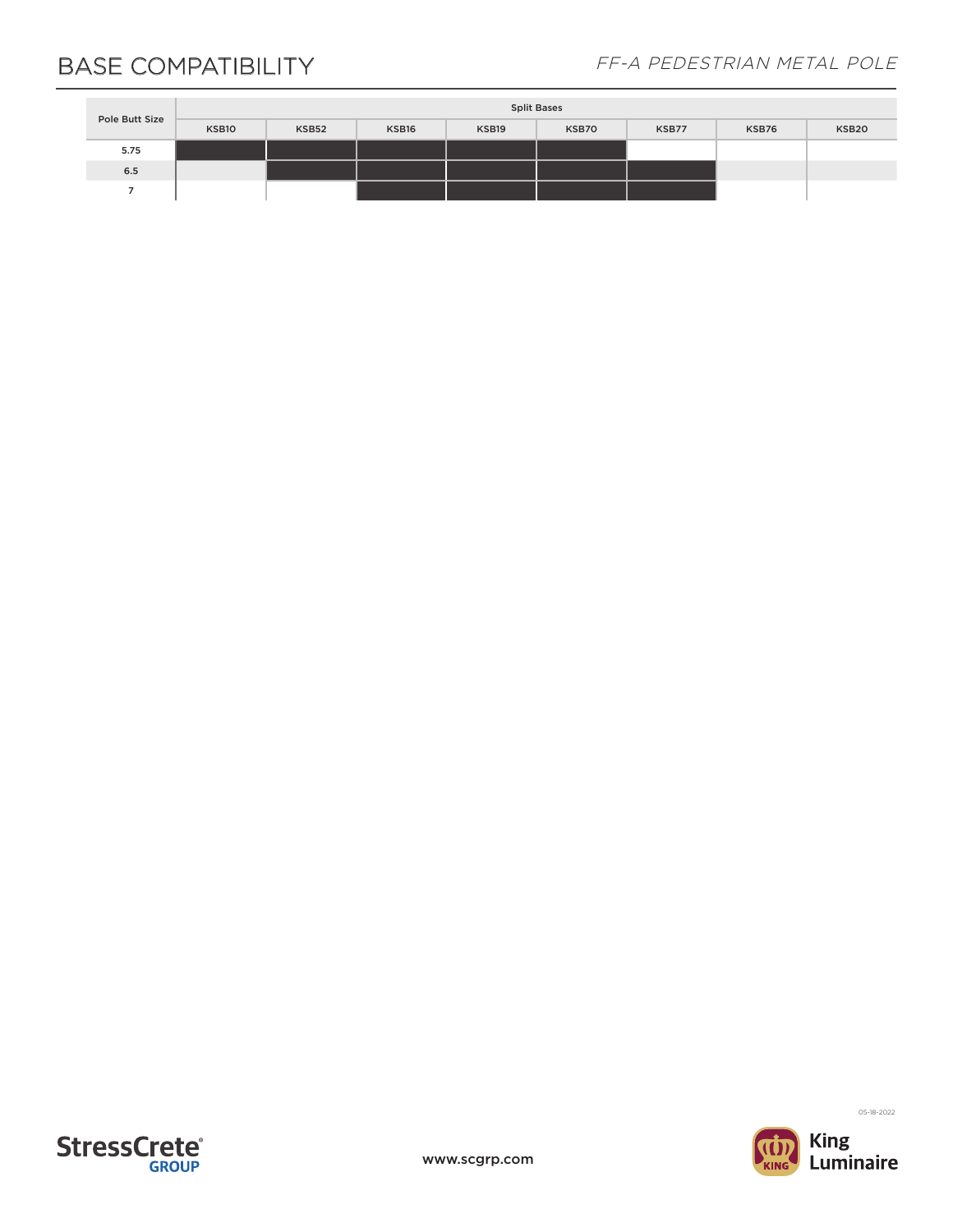# BASE COMPATIBILITY

| Pole Butt Size | Split Bases | | | | | | | |
|---|---|---|---|---|---|---|---|---|
| | KSB10 | KSB52 | KSB16 | KSB19 | KSB70 | KSB77 | KSB76 | KSB20 |
| 5.75 | ■ | ■ | ■ | ■ | ■ | | | |
| 6.5 | | ■ | ■ | ■ | ■ | ■ | | |
| 7 | | | ■ | ■ | ■ | ■ | | |